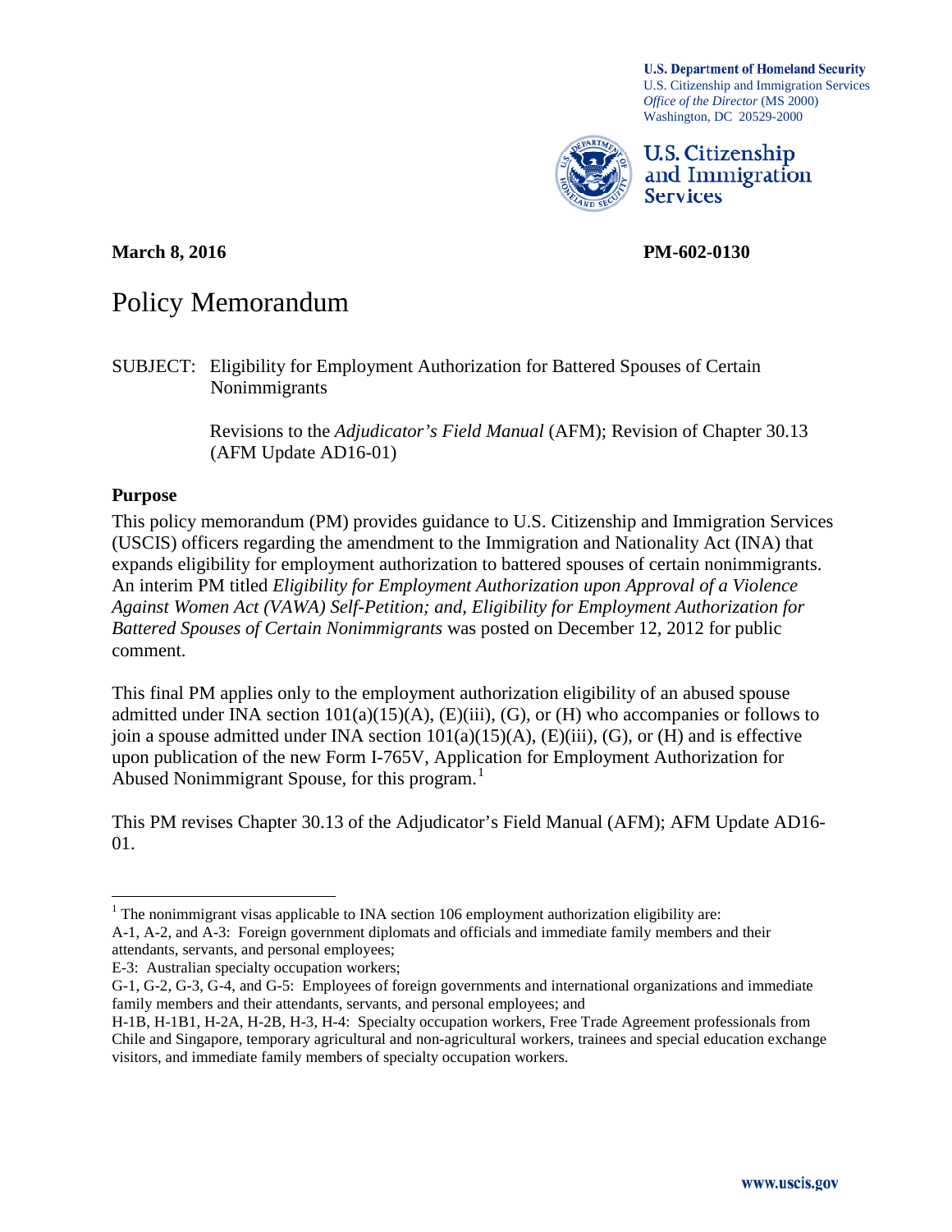**U.S. Department of Homeland Security**
U.S. Citizenship and Immigration Services
*Office of the Director* (MS 2000)
Washington, DC 20529-2000

**U.S. Citizenship and Immigration Services**

**March 8, 2016** **PM-602-0130**

# Policy Memorandum

SUBJECT: Eligibility for Employment Authorization for Battered Spouses of Certain Nonimmigrants

Revisions to the *Adjudicator's Field Manual* (AFM); Revision of Chapter 30.13 (AFM Update AD16-01)

## Purpose

This policy memorandum (PM) provides guidance to U.S. Citizenship and Immigration Services (USCIS) officers regarding the amendment to the Immigration and Nationality Act (INA) that expands eligibility for employment authorization to battered spouses of certain nonimmigrants. An interim PM titled *Eligibility for Employment Authorization upon Approval of a Violence Against Women Act (VAWA) Self-Petition; and, Eligibility for Employment Authorization for Battered Spouses of Certain Nonimmigrants* was posted on December 12, 2012 for public comment.

This final PM applies only to the employment authorization eligibility of an abused spouse admitted under INA section 101(a)(15)(A), (E)(iii), (G), or (H) who accompanies or follows to join a spouse admitted under INA section 101(a)(15)(A), (E)(iii), (G), or (H) and is effective upon publication of the new Form I-765V, Application for Employment Authorization for Abused Nonimmigrant Spouse, for this program.[1]

This PM revises Chapter 30.13 of the Adjudicator's Field Manual (AFM); AFM Update AD16-01.

---

[1] The nonimmigrant visas applicable to INA section 106 employment authorization eligibility are:
A-1, A-2, and A-3: Foreign government diplomats and officials and immediate family members and their attendants, servants, and personal employees;
E-3: Australian specialty occupation workers;
G-1, G-2, G-3, G-4, and G-5: Employees of foreign governments and international organizations and immediate family members and their attendants, servants, and personal employees; and
H-1B, H-1B1, H-2A, H-2B, H-3, H-4: Specialty occupation workers, Free Trade Agreement professionals from Chile and Singapore, temporary agricultural and non-agricultural workers, trainees and special education exchange visitors, and immediate family members of specialty occupation workers.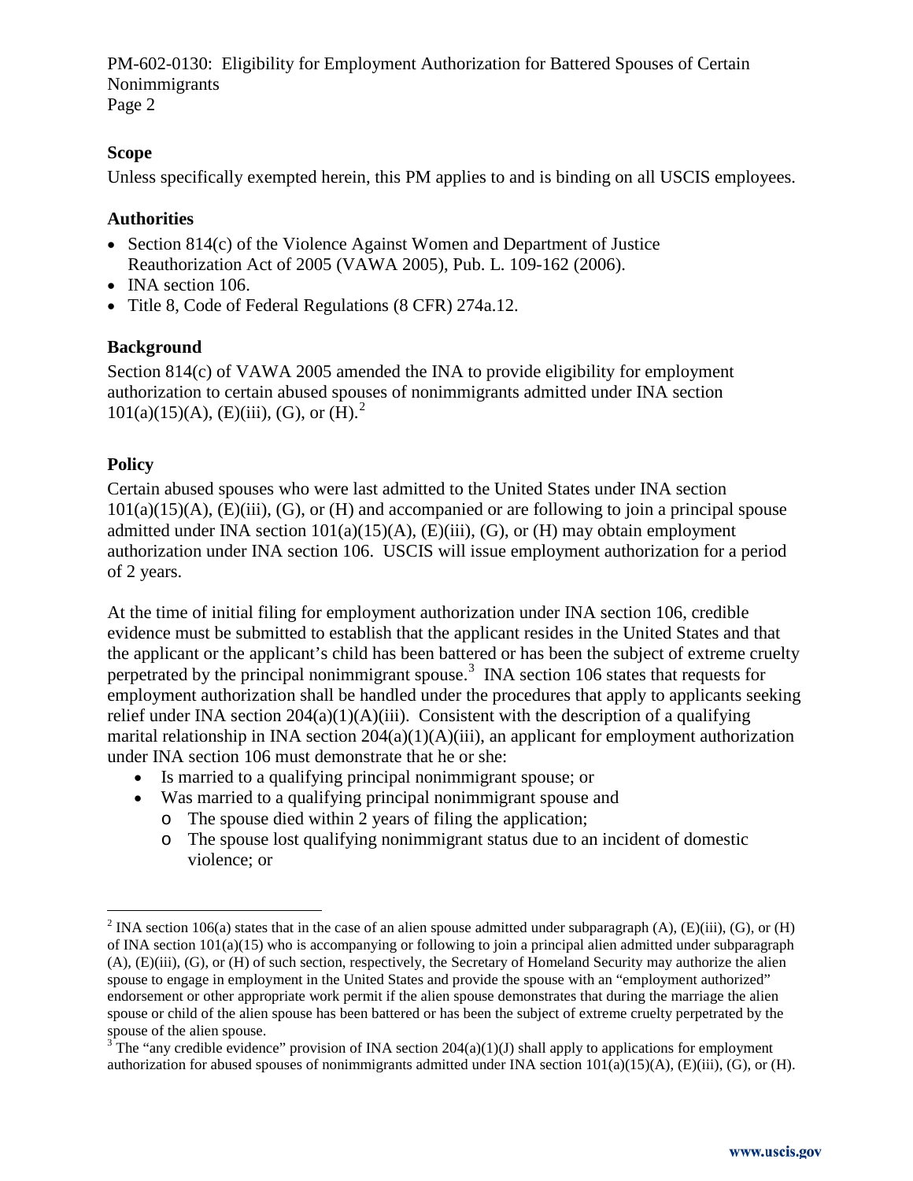## Scope

Unless specifically exempted herein, this PM applies to and is binding on all USCIS employees.

## Authorities

- Section 814(c) of the Violence Against Women and Department of Justice Reauthorization Act of 2005 (VAWA 2005), Pub. L. 109-162 (2006).
- INA section 106.
- Title 8, Code of Federal Regulations (8 CFR) 274a.12.

## Background

Section 814(c) of VAWA 2005 amended the INA to provide eligibility for employment authorization to certain abused spouses of nonimmigrants admitted under INA section 101(a)(15)(A), (E)(iii), (G), or (H).[2]

## Policy

Certain abused spouses who were last admitted to the United States under INA section 101(a)(15)(A), (E)(iii), (G), or (H) and accompanied or are following to join a principal spouse admitted under INA section 101(a)(15)(A), (E)(iii), (G), or (H) may obtain employment authorization under INA section 106. USCIS will issue employment authorization for a period of 2 years.

At the time of initial filing for employment authorization under INA section 106, credible evidence must be submitted to establish that the applicant resides in the United States and that the applicant or the applicant's child has been battered or has been the subject of extreme cruelty perpetrated by the principal nonimmigrant spouse.[3] INA section 106 states that requests for employment authorization shall be handled under the procedures that apply to applicants seeking relief under INA section 204(a)(1)(A)(iii). Consistent with the description of a qualifying marital relationship in INA section 204(a)(1)(A)(iii), an applicant for employment authorization under INA section 106 must demonstrate that he or she:

- Is married to a qualifying principal nonimmigrant spouse; or
- Was married to a qualifying principal nonimmigrant spouse and
  - The spouse died within 2 years of filing the application;
  - The spouse lost qualifying nonimmigrant status due to an incident of domestic violence; or

---

[2] INA section 106(a) states that in the case of an alien spouse admitted under subparagraph (A), (E)(iii), (G), or (H) of INA section 101(a)(15) who is accompanying or following to join a principal alien admitted under subparagraph (A), (E)(iii), (G), or (H) of such section, respectively, the Secretary of Homeland Security may authorize the alien spouse to engage in employment in the United States and provide the spouse with an "employment authorized" endorsement or other appropriate work permit if the alien spouse demonstrates that during the marriage the alien spouse or child of the alien spouse has been battered or has been the subject of extreme cruelty perpetrated by the spouse of the alien spouse.

[3] The "any credible evidence" provision of INA section 204(a)(1)(J) shall apply to applications for employment authorization for abused spouses of nonimmigrants admitted under INA section 101(a)(15)(A), (E)(iii), (G), or (H).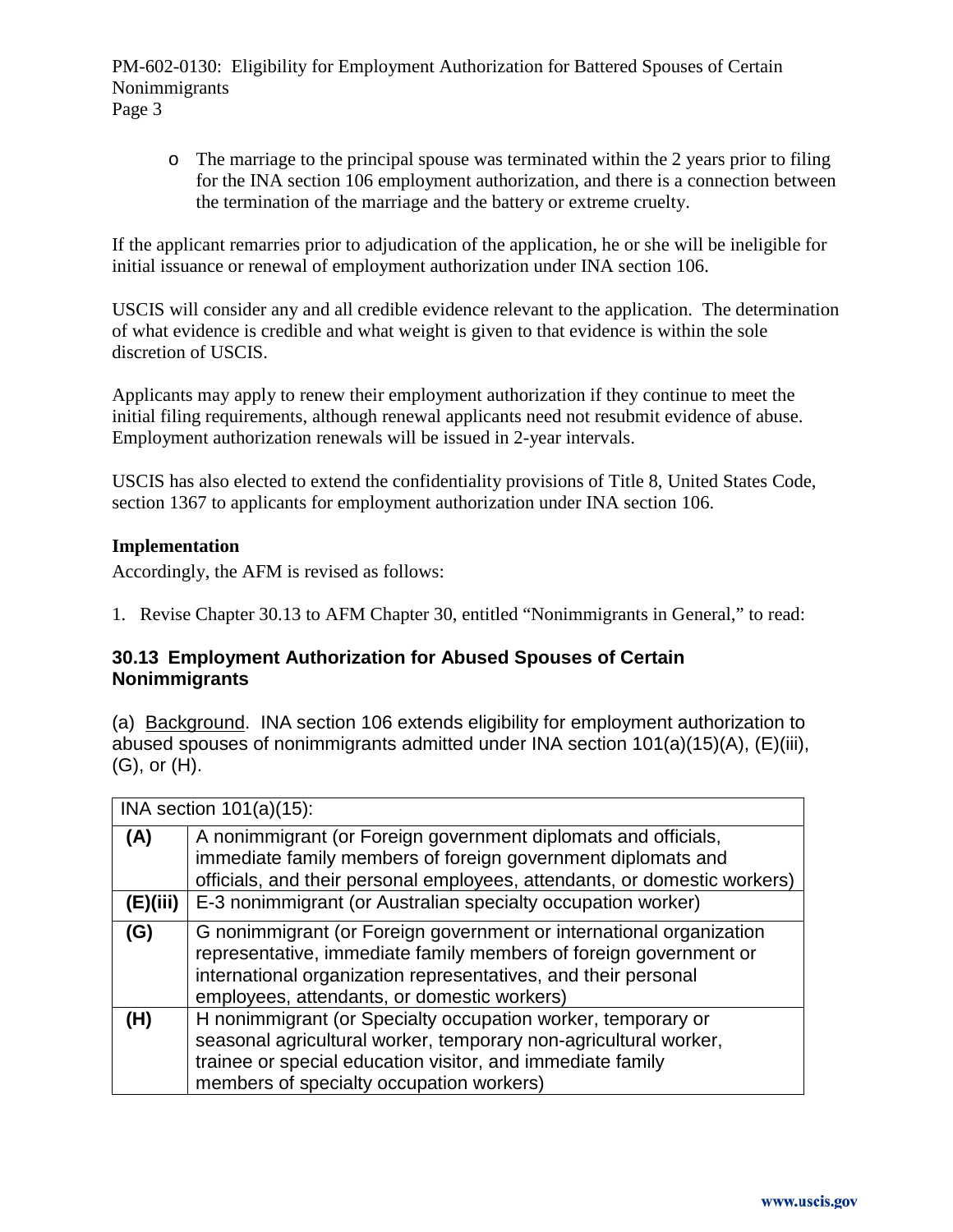- The marriage to the principal spouse was terminated within the 2 years prior to filing for the INA section 106 employment authorization, and there is a connection between the termination of the marriage and the battery or extreme cruelty.

If the applicant remarries prior to adjudication of the application, he or she will be ineligible for initial issuance or renewal of employment authorization under INA section 106.

USCIS will consider any and all credible evidence relevant to the application. The determination of what evidence is credible and what weight is given to that evidence is within the sole discretion of USCIS.

Applicants may apply to renew their employment authorization if they continue to meet the initial filing requirements, although renewal applicants need not resubmit evidence of abuse. Employment authorization renewals will be issued in 2-year intervals.

USCIS has also elected to extend the confidentiality provisions of Title 8, United States Code, section 1367 to applicants for employment authorization under INA section 106.

**Implementation**

Accordingly, the AFM is revised as follows:

1. Revise Chapter 30.13 to AFM Chapter 30, entitled "Nonimmigrants in General," to read:

## 30.13 Employment Authorization for Abused Spouses of Certain Nonimmigrants

(a) Background. INA section 106 extends eligibility for employment authorization to abused spouses of nonimmigrants admitted under INA section 101(a)(15)(A), (E)(iii), (G), or (H).

| INA section 101(a)(15): | |
|---|---|
| **(A)** | A nonimmigrant (or Foreign government diplomats and officials, immediate family members of foreign government diplomats and officials, and their personal employees, attendants, or domestic workers) |
| **(E)(iii)** | E-3 nonimmigrant (or Australian specialty occupation worker) |
| **(G)** | G nonimmigrant (or Foreign government or international organization representative, immediate family members of foreign government or international organization representatives, and their personal employees, attendants, or domestic workers) |
| **(H)** | H nonimmigrant (or Specialty occupation worker, temporary or seasonal agricultural worker, temporary non-agricultural worker, trainee or special education visitor, and immediate family members of specialty occupation workers) |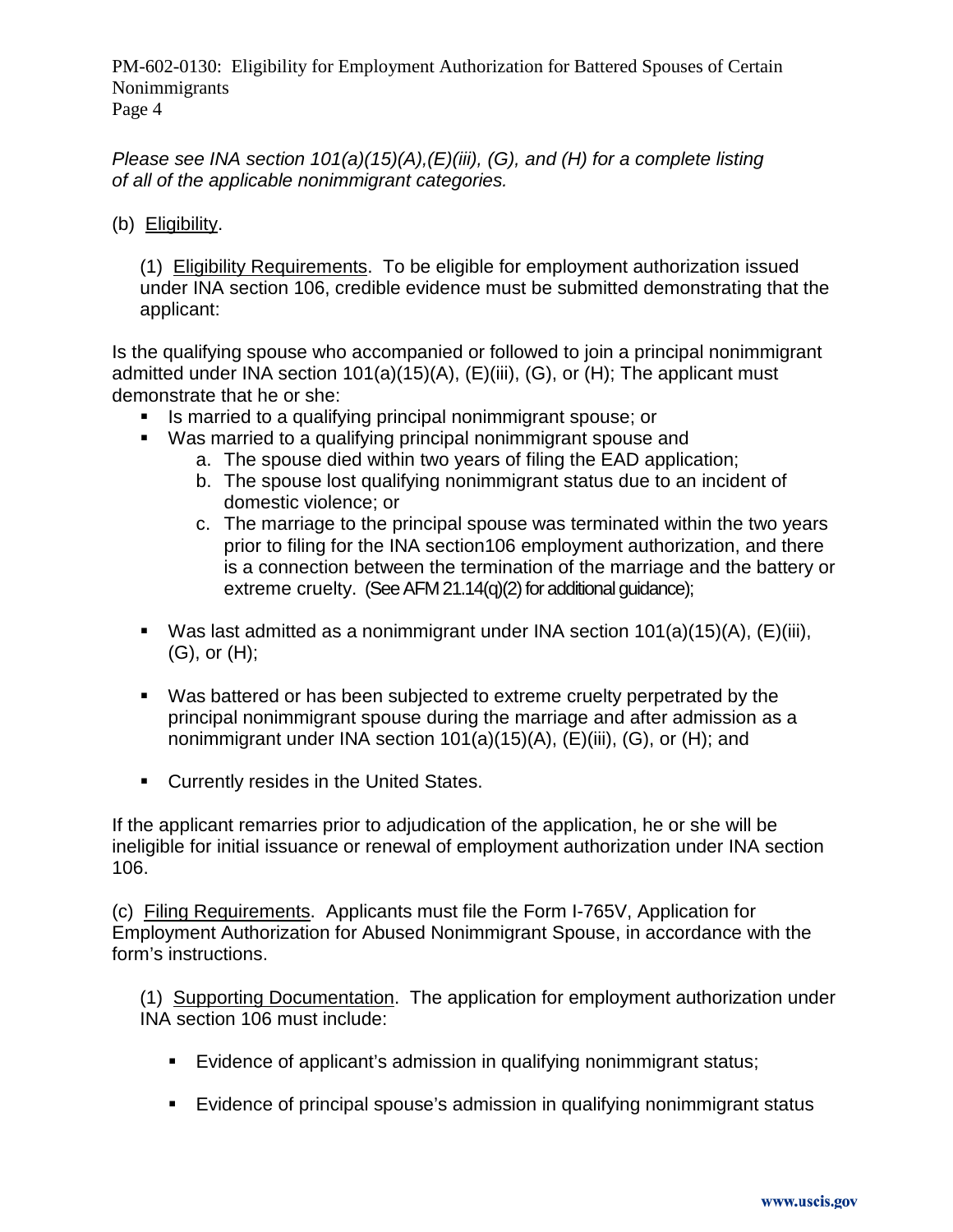*Please see INA section 101(a)(15)(A),(E)(iii), (G), and (H) for a complete listing of all of the applicable nonimmigrant categories.*

(b) Eligibility.

(1) Eligibility Requirements. To be eligible for employment authorization issued under INA section 106, credible evidence must be submitted demonstrating that the applicant:

Is the qualifying spouse who accompanied or followed to join a principal nonimmigrant admitted under INA section 101(a)(15)(A), (E)(iii), (G), or (H); The applicant must demonstrate that he or she:

- Is married to a qualifying principal nonimmigrant spouse; or
- Was married to a qualifying principal nonimmigrant spouse and
  a. The spouse died within two years of filing the EAD application;
  b. The spouse lost qualifying nonimmigrant status due to an incident of domestic violence; or
  c. The marriage to the principal spouse was terminated within the two years prior to filing for the INA section106 employment authorization, and there is a connection between the termination of the marriage and the battery or extreme cruelty. (See AFM 21.14(q)(2) for additional guidance);
- Was last admitted as a nonimmigrant under INA section 101(a)(15)(A), (E)(iii), (G), or (H);
- Was battered or has been subjected to extreme cruelty perpetrated by the principal nonimmigrant spouse during the marriage and after admission as a nonimmigrant under INA section 101(a)(15)(A), (E)(iii), (G), or (H); and
- Currently resides in the United States.

If the applicant remarries prior to adjudication of the application, he or she will be ineligible for initial issuance or renewal of employment authorization under INA section 106.

(c) Filing Requirements. Applicants must file the Form I-765V, Application for Employment Authorization for Abused Nonimmigrant Spouse, in accordance with the form's instructions.

(1) Supporting Documentation. The application for employment authorization under INA section 106 must include:

- Evidence of applicant's admission in qualifying nonimmigrant status;
- Evidence of principal spouse's admission in qualifying nonimmigrant status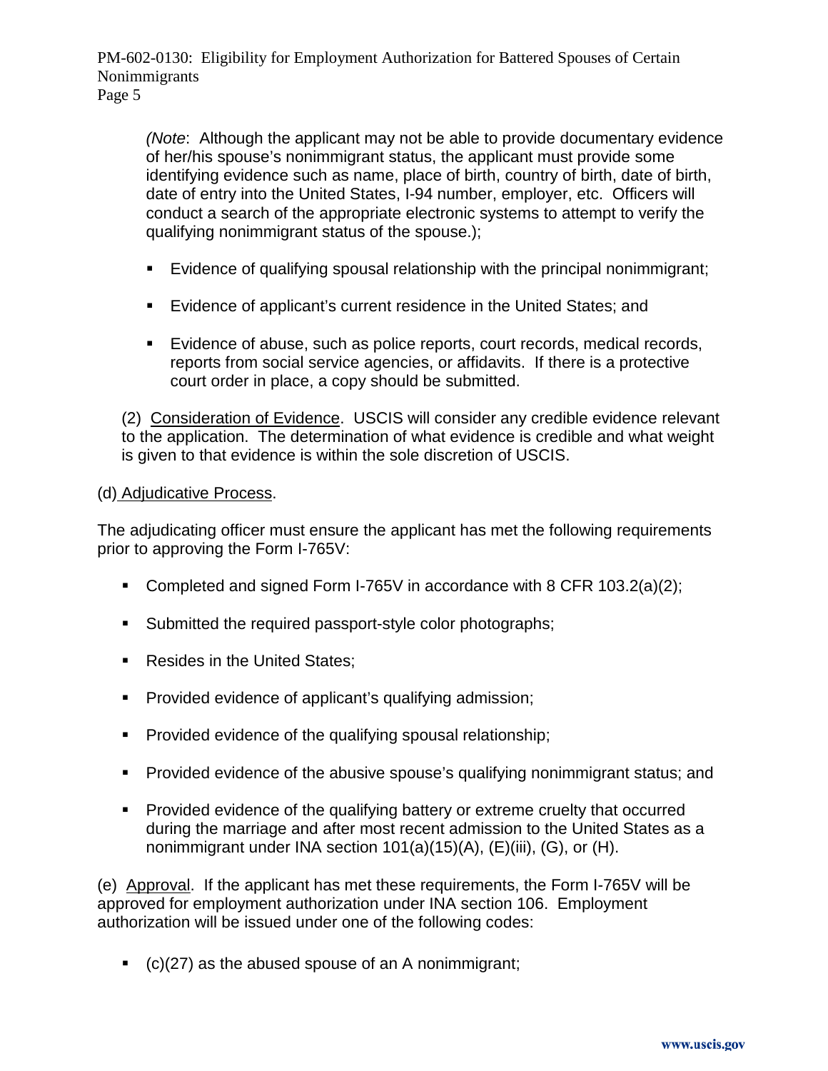(*Note*: Although the applicant may not be able to provide documentary evidence of her/his spouse's nonimmigrant status, the applicant must provide some identifying evidence such as name, place of birth, country of birth, date of birth, date of entry into the United States, I-94 number, employer, etc. Officers will conduct a search of the appropriate electronic systems to attempt to verify the qualifying nonimmigrant status of the spouse.);

- Evidence of qualifying spousal relationship with the principal nonimmigrant;
- Evidence of applicant's current residence in the United States; and
- Evidence of abuse, such as police reports, court records, medical records, reports from social service agencies, or affidavits. If there is a protective court order in place, a copy should be submitted.

(2) Consideration of Evidence. USCIS will consider any credible evidence relevant to the application. The determination of what evidence is credible and what weight is given to that evidence is within the sole discretion of USCIS.

(d) Adjudicative Process.

The adjudicating officer must ensure the applicant has met the following requirements prior to approving the Form I-765V:

- Completed and signed Form I-765V in accordance with 8 CFR 103.2(a)(2);
- Submitted the required passport-style color photographs;
- Resides in the United States;
- Provided evidence of applicant's qualifying admission;
- Provided evidence of the qualifying spousal relationship;
- Provided evidence of the abusive spouse's qualifying nonimmigrant status; and
- Provided evidence of the qualifying battery or extreme cruelty that occurred during the marriage and after most recent admission to the United States as a nonimmigrant under INA section 101(a)(15)(A), (E)(iii), (G), or (H).

(e) Approval. If the applicant has met these requirements, the Form I-765V will be approved for employment authorization under INA section 106. Employment authorization will be issued under one of the following codes:

- (c)(27) as the abused spouse of an A nonimmigrant;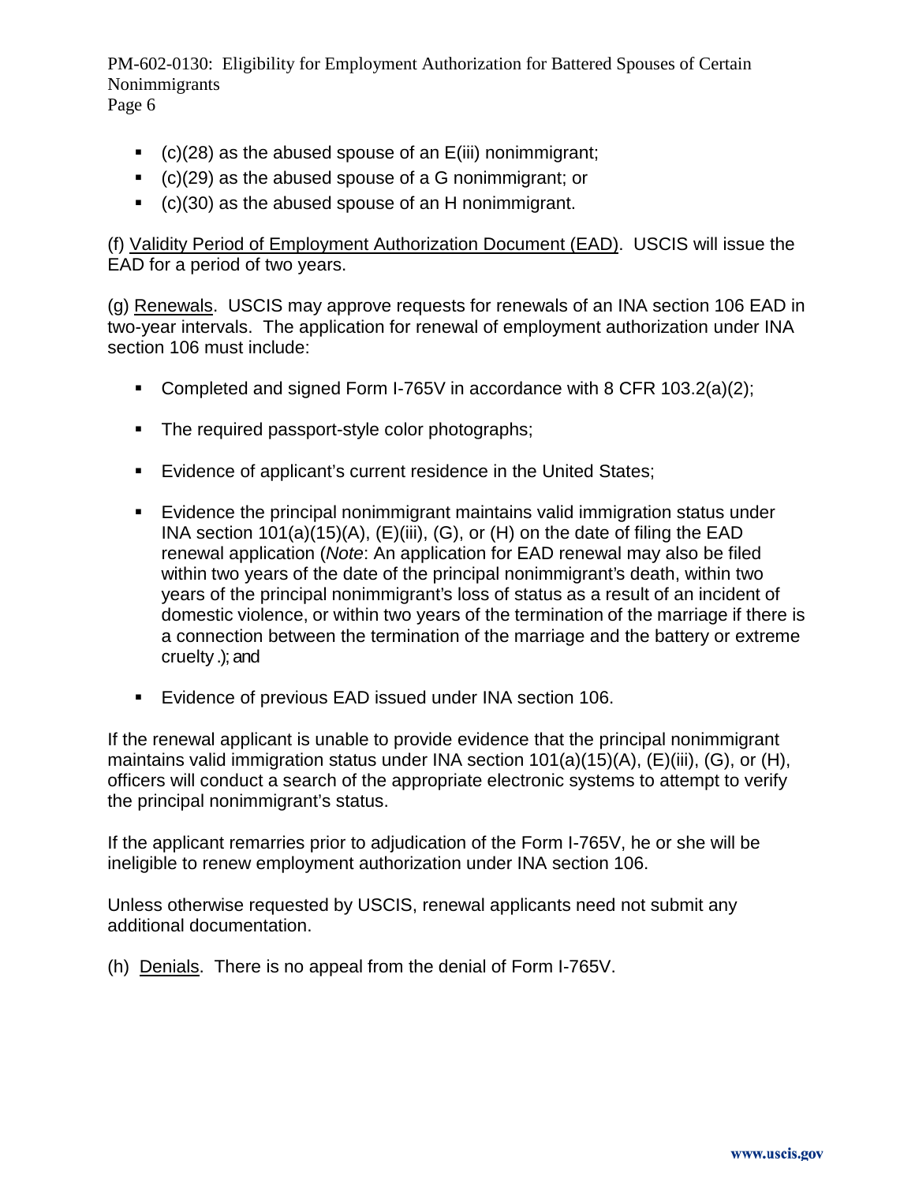- (c)(28) as the abused spouse of an E(iii) nonimmigrant;
- (c)(29) as the abused spouse of a G nonimmigrant; or
- (c)(30) as the abused spouse of an H nonimmigrant.

(f) Validity Period of Employment Authorization Document (EAD). USCIS will issue the EAD for a period of two years.

(g) Renewals. USCIS may approve requests for renewals of an INA section 106 EAD in two-year intervals. The application for renewal of employment authorization under INA section 106 must include:

- Completed and signed Form I-765V in accordance with 8 CFR 103.2(a)(2);
- The required passport-style color photographs;
- Evidence of applicant's current residence in the United States;
- Evidence the principal nonimmigrant maintains valid immigration status under INA section 101(a)(15)(A), (E)(iii), (G), or (H) on the date of filing the EAD renewal application (*Note*: An application for EAD renewal may also be filed within two years of the date of the principal nonimmigrant's death, within two years of the principal nonimmigrant's loss of status as a result of an incident of domestic violence, or within two years of the termination of the marriage if there is a connection between the termination of the marriage and the battery or extreme cruelty.); and
- Evidence of previous EAD issued under INA section 106.

If the renewal applicant is unable to provide evidence that the principal nonimmigrant maintains valid immigration status under INA section 101(a)(15)(A), (E)(iii), (G), or (H), officers will conduct a search of the appropriate electronic systems to attempt to verify the principal nonimmigrant's status.

If the applicant remarries prior to adjudication of the Form I-765V, he or she will be ineligible to renew employment authorization under INA section 106.

Unless otherwise requested by USCIS, renewal applicants need not submit any additional documentation.

(h) Denials. There is no appeal from the denial of Form I-765V.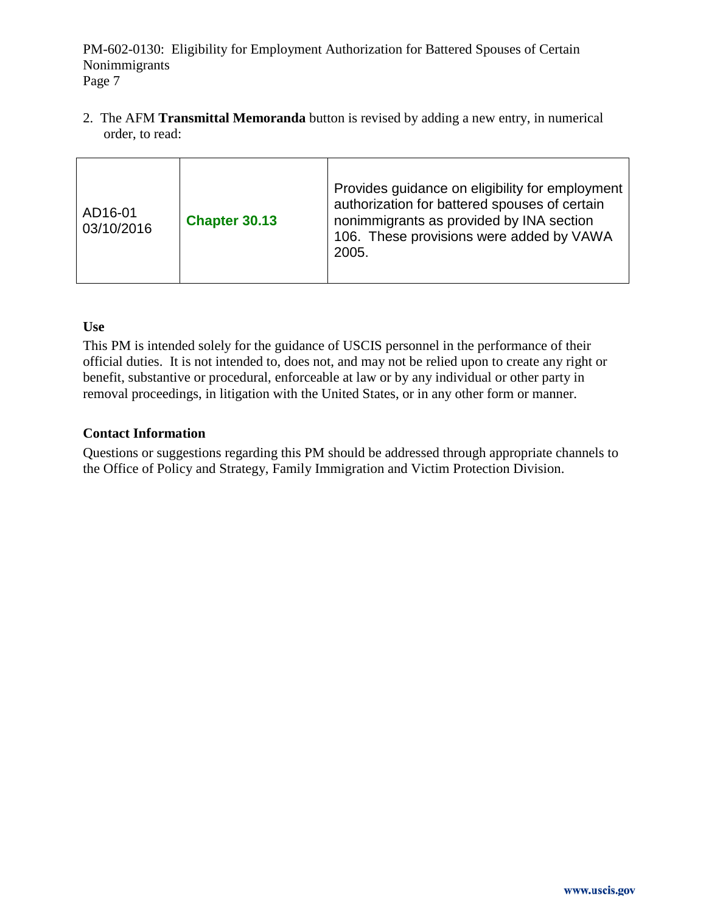2. The AFM **Transmittal Memoranda** button is revised by adding a new entry, in numerical order, to read:

| | | |
|---|---|---|
| AD16-01 03/10/2016 | **Chapter 30.13** | Provides guidance on eligibility for employment authorization for battered spouses of certain nonimmigrants as provided by INA section 106. These provisions were added by VAWA 2005. |

**Use**

This PM is intended solely for the guidance of USCIS personnel in the performance of their official duties. It is not intended to, does not, and may not be relied upon to create any right or benefit, substantive or procedural, enforceable at law or by any individual or other party in removal proceedings, in litigation with the United States, or in any other form or manner.

**Contact Information**

Questions or suggestions regarding this PM should be addressed through appropriate channels to the Office of Policy and Strategy, Family Immigration and Victim Protection Division.